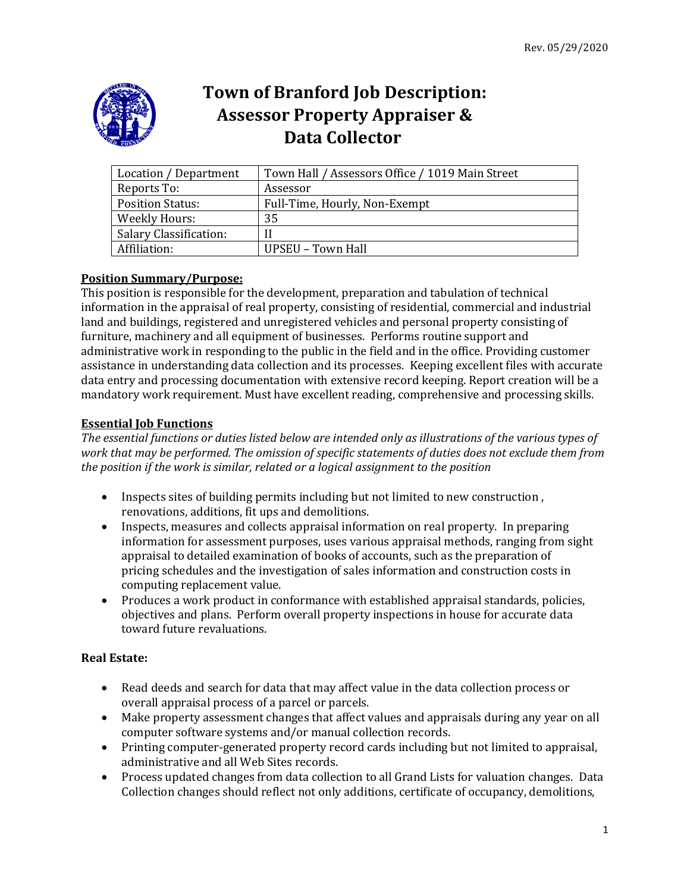# Town of Branford Job Description: Assessor Property Appraiser & Data Collector

| Location / Department | Town Hall / Assessors Office / 1019 Main Street |
|---|---|
| Reports To: | Assessor |
| Position Status: | Full-Time, Hourly, Non-Exempt |
| Weekly Hours: | 35 |
| Salary Classification: | II |
| Affiliation: | UPSEU – Town Hall |

## Position Summary/Purpose:

This position is responsible for the development, preparation and tabulation of technical information in the appraisal of real property, consisting of residential, commercial and industrial land and buildings, registered and unregistered vehicles and personal property consisting of furniture, machinery and all equipment of businesses. Performs routine support and administrative work in responding to the public in the field and in the office. Providing customer assistance in understanding data collection and its processes. Keeping excellent files with accurate data entry and processing documentation with extensive record keeping. Report creation will be a mandatory work requirement. Must have excellent reading, comprehensive and processing skills.

## Essential Job Functions

*The essential functions or duties listed below are intended only as illustrations of the various types of work that may be performed. The omission of specific statements of duties does not exclude them from the position if the work is similar, related or a logical assignment to the position*

- Inspects sites of building permits including but not limited to new construction , renovations, additions, fit ups and demolitions.
- Inspects, measures and collects appraisal information on real property. In preparing information for assessment purposes, uses various appraisal methods, ranging from sight appraisal to detailed examination of books of accounts, such as the preparation of pricing schedules and the investigation of sales information and construction costs in computing replacement value.
- Produces a work product in conformance with established appraisal standards, policies, objectives and plans. Perform overall property inspections in house for accurate data toward future revaluations.

### Real Estate:

- Read deeds and search for data that may affect value in the data collection process or overall appraisal process of a parcel or parcels.
- Make property assessment changes that affect values and appraisals during any year on all computer software systems and/or manual collection records.
- Printing computer-generated property record cards including but not limited to appraisal, administrative and all Web Sites records.
- Process updated changes from data collection to all Grand Lists for valuation changes. Data Collection changes should reflect not only additions, certificate of occupancy, demolitions,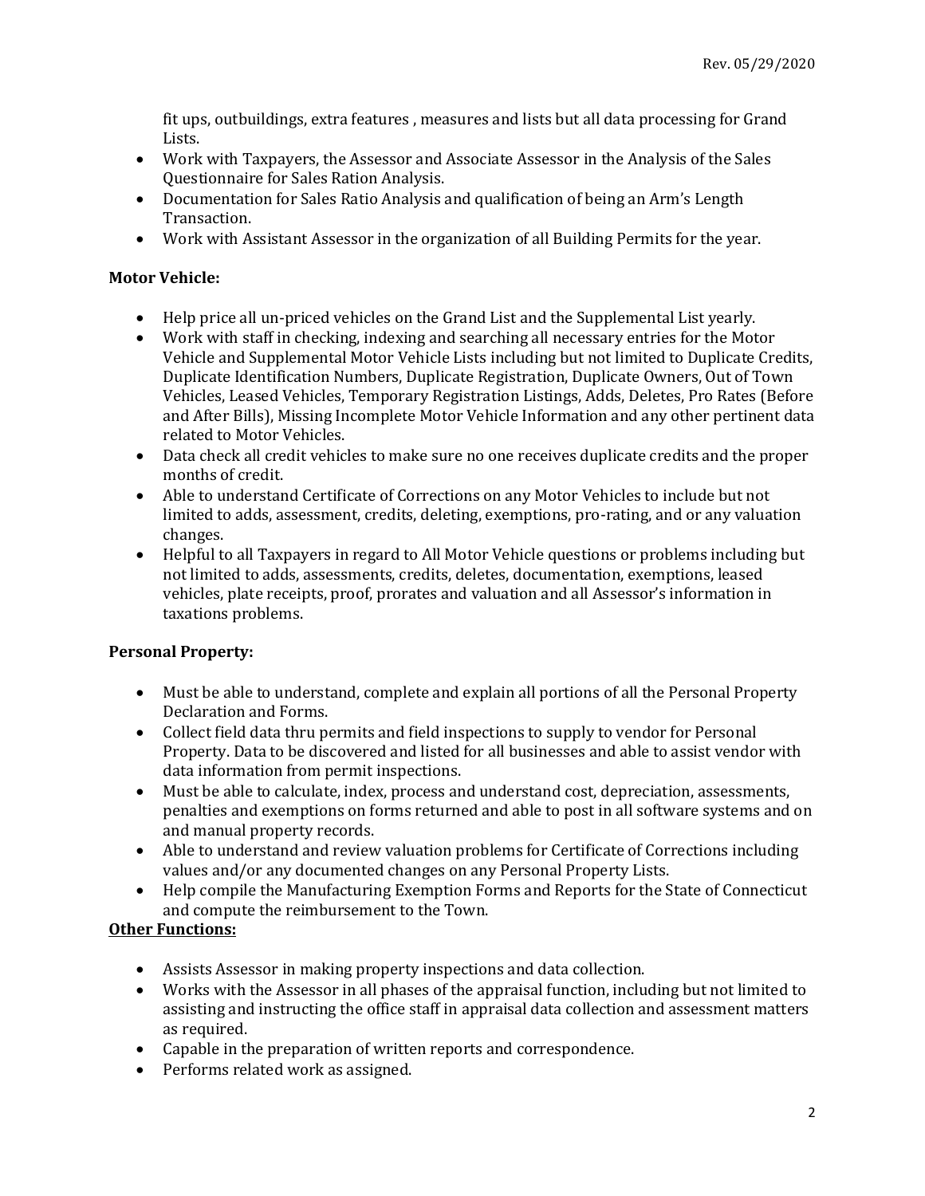fit ups, outbuildings, extra features , measures and lists but all data processing for Grand Lists.

- Work with Taxpayers, the Assessor and Associate Assessor in the Analysis of the Sales Questionnaire for Sales Ration Analysis.
- Documentation for Sales Ratio Analysis and qualification of being an Arm's Length Transaction.
- Work with Assistant Assessor in the organization of all Building Permits for the year.

**Motor Vehicle:**

- Help price all un-priced vehicles on the Grand List and the Supplemental List yearly.
- Work with staff in checking, indexing and searching all necessary entries for the Motor Vehicle and Supplemental Motor Vehicle Lists including but not limited to Duplicate Credits, Duplicate Identification Numbers, Duplicate Registration, Duplicate Owners, Out of Town Vehicles, Leased Vehicles, Temporary Registration Listings, Adds, Deletes, Pro Rates (Before and After Bills), Missing Incomplete Motor Vehicle Information and any other pertinent data related to Motor Vehicles.
- Data check all credit vehicles to make sure no one receives duplicate credits and the proper months of credit.
- Able to understand Certificate of Corrections on any Motor Vehicles to include but not limited to adds, assessment, credits, deleting, exemptions, pro-rating, and or any valuation changes.
- Helpful to all Taxpayers in regard to All Motor Vehicle questions or problems including but not limited to adds, assessments, credits, deletes, documentation, exemptions, leased vehicles, plate receipts, proof, prorates and valuation and all Assessor's information in taxations problems.

**Personal Property:**

- Must be able to understand, complete and explain all portions of all the Personal Property Declaration and Forms.
- Collect field data thru permits and field inspections to supply to vendor for Personal Property. Data to be discovered and listed for all businesses and able to assist vendor with data information from permit inspections.
- Must be able to calculate, index, process and understand cost, depreciation, assessments, penalties and exemptions on forms returned and able to post in all software systems and on and manual property records.
- Able to understand and review valuation problems for Certificate of Corrections including values and/or any documented changes on any Personal Property Lists.
- Help compile the Manufacturing Exemption Forms and Reports for the State of Connecticut and compute the reimbursement to the Town.

**Other Functions:**

- Assists Assessor in making property inspections and data collection.
- Works with the Assessor in all phases of the appraisal function, including but not limited to assisting and instructing the office staff in appraisal data collection and assessment matters as required.
- Capable in the preparation of written reports and correspondence.
- Performs related work as assigned.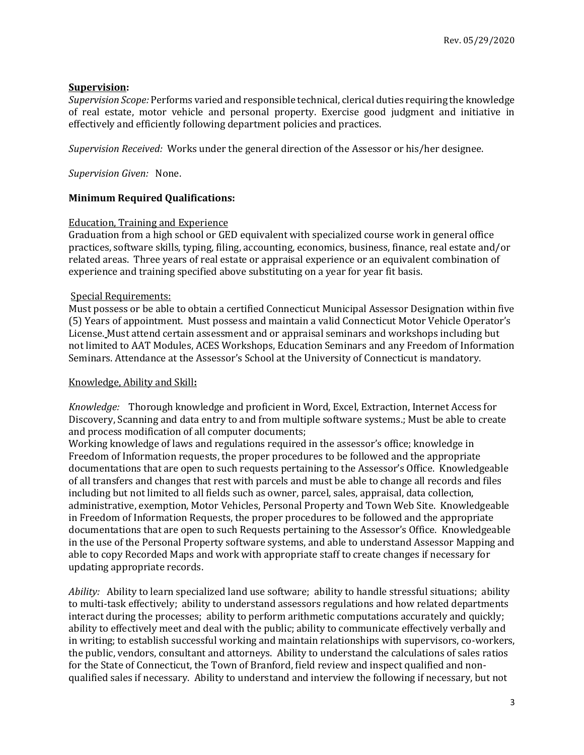**<u>Supervision</u>:**

*Supervision Scope:* Performs varied and responsible technical, clerical duties requiring the knowledge of real estate, motor vehicle and personal property. Exercise good judgment and initiative in effectively and efficiently following department policies and practices.

*Supervision Received:* Works under the general direction of the Assessor or his/her designee.

*Supervision Given:* None.

**Minimum Required Qualifications:**

<u>Education, Training and Experience</u>

Graduation from a high school or GED equivalent with specialized course work in general office practices, software skills, typing, filing, accounting, economics, business, finance, real estate and/or related areas. Three years of real estate or appraisal experience or an equivalent combination of experience and training specified above substituting on a year for year fit basis.

<u>Special Requirements:</u>

Must possess or be able to obtain a certified Connecticut Municipal Assessor Designation within five (5) Years of appointment. Must possess and maintain a valid Connecticut Motor Vehicle Operator's License. Must attend certain assessment and or appraisal seminars and workshops including but not limited to AAT Modules, ACES Workshops, Education Seminars and any Freedom of Information Seminars. Attendance at the Assessor's School at the University of Connecticut is mandatory.

<u>Knowledge, Ability and Skill</u>**:**

*Knowledge:* Thorough knowledge and proficient in Word, Excel, Extraction, Internet Access for Discovery, Scanning and data entry to and from multiple software systems.; Must be able to create and process modification of all computer documents;
Working knowledge of laws and regulations required in the assessor's office; knowledge in Freedom of Information requests, the proper procedures to be followed and the appropriate documentations that are open to such requests pertaining to the Assessor's Office. Knowledgeable of all transfers and changes that rest with parcels and must be able to change all records and files including but not limited to all fields such as owner, parcel, sales, appraisal, data collection, administrative, exemption, Motor Vehicles, Personal Property and Town Web Site. Knowledgeable in Freedom of Information Requests, the proper procedures to be followed and the appropriate documentations that are open to such Requests pertaining to the Assessor's Office. Knowledgeable in the use of the Personal Property software systems, and able to understand Assessor Mapping and able to copy Recorded Maps and work with appropriate staff to create changes if necessary for updating appropriate records.

*Ability:* Ability to learn specialized land use software; ability to handle stressful situations; ability to multi-task effectively; ability to understand assessors regulations and how related departments interact during the processes; ability to perform arithmetic computations accurately and quickly; ability to effectively meet and deal with the public; ability to communicate effectively verbally and in writing; to establish successful working and maintain relationships with supervisors, co-workers, the public, vendors, consultant and attorneys. Ability to understand the calculations of sales ratios for the State of Connecticut, the Town of Branford, field review and inspect qualified and non-qualified sales if necessary. Ability to understand and interview the following if necessary, but not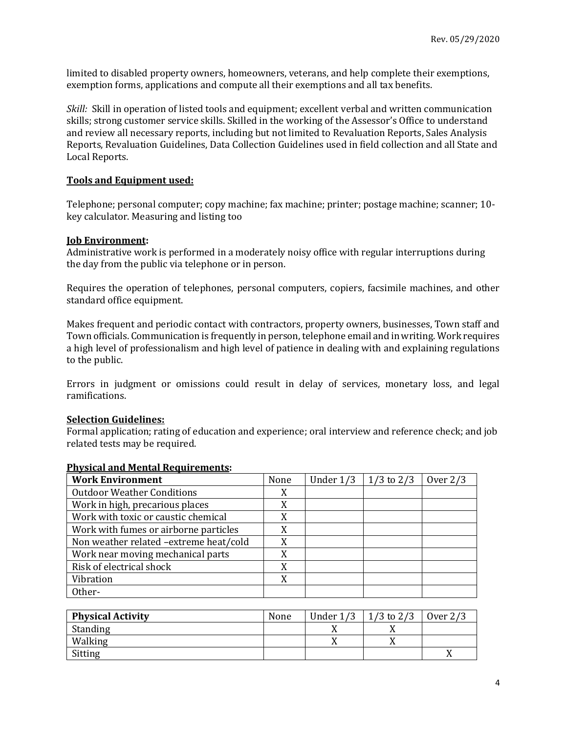limited to disabled property owners, homeowners, veterans, and help complete their exemptions, exemption forms, applications and compute all their exemptions and all tax benefits.

*Skill:* Skill in operation of listed tools and equipment; excellent verbal and written communication skills; strong customer service skills. Skilled in the working of the Assessor's Office to understand and review all necessary reports, including but not limited to Revaluation Reports, Sales Analysis Reports, Revaluation Guidelines, Data Collection Guidelines used in field collection and all State and Local Reports.

**Tools and Equipment used:**

Telephone; personal computer; copy machine; fax machine; printer; postage machine; scanner; 10-key calculator. Measuring and listing too

**Job Environment:**

Administrative work is performed in a moderately noisy office with regular interruptions during the day from the public via telephone or in person.

Requires the operation of telephones, personal computers, copiers, facsimile machines, and other standard office equipment.

Makes frequent and periodic contact with contractors, property owners, businesses, Town staff and Town officials. Communication is frequently in person, telephone email and in writing. Work requires a high level of professionalism and high level of patience in dealing with and explaining regulations to the public.

Errors in judgment or omissions could result in delay of services, monetary loss, and legal ramifications.

**Selection Guidelines:**

Formal application; rating of education and experience; oral interview and reference check; and job related tests may be required.

**Physical and Mental Requirements:**

| Work Environment | None | Under 1/3 | 1/3 to 2/3 | Over 2/3 |
|---|---|---|---|---|
| Outdoor Weather Conditions | X | | | |
| Work in high, precarious places | X | | | |
| Work with toxic or caustic chemical | X | | | |
| Work with fumes or airborne particles | X | | | |
| Non weather related –extreme heat/cold | X | | | |
| Work near moving mechanical parts | X | | | |
| Risk of electrical shock | X | | | |
| Vibration | X | | | |
| Other- | | | | |

| Physical Activity | None | Under 1/3 | 1/3 to 2/3 | Over 2/3 |
|---|---|---|---|---|
| Standing | | X | X | |
| Walking | | X | X | |
| Sitting | | | | X |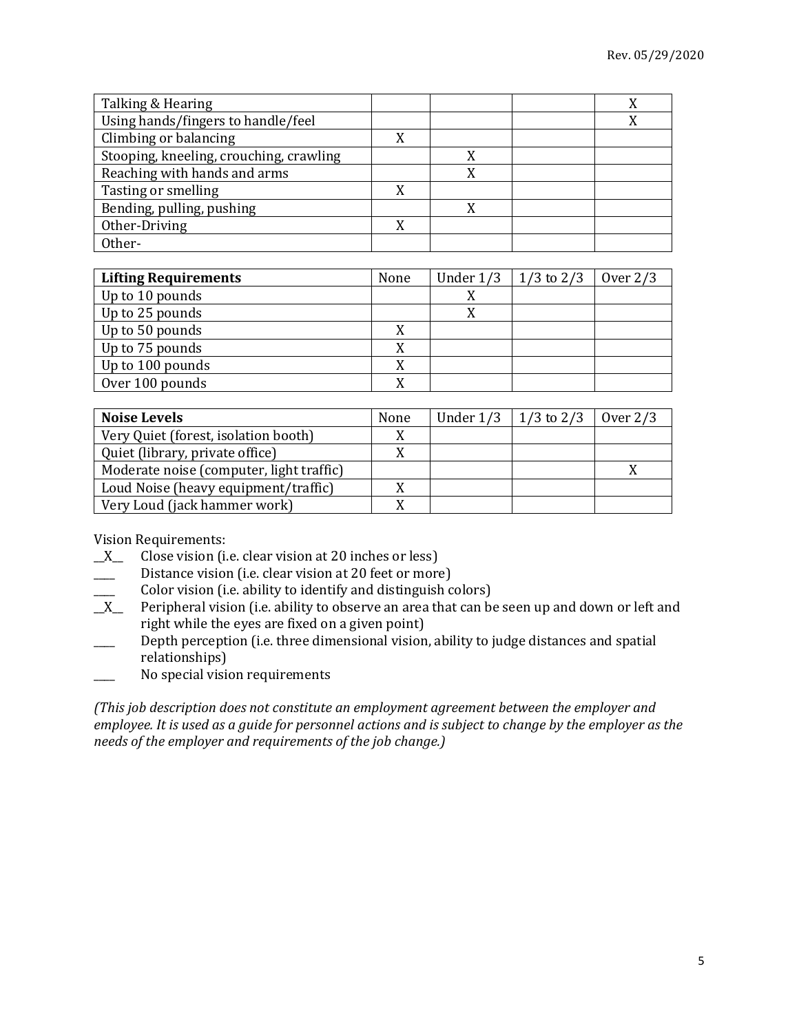| | | | | |
|---|---|---|---|---|
| Talking & Hearing | | | | X |
| Using hands/fingers to handle/feel | | | | X |
| Climbing or balancing | X | | | |
| Stooping, kneeling, crouching, crawling | | X | | |
| Reaching with hands and arms | | X | | |
| Tasting or smelling | X | | | |
| Bending, pulling, pushing | | X | | |
| Other-Driving | X | | | |
| Other- | | | | |

| **Lifting Requirements** | None | Under 1/3 | 1/3 to 2/3 | Over 2/3 |
|---|---|---|---|---|
| Up to 10 pounds | | X | | |
| Up to 25 pounds | | X | | |
| Up to 50 pounds | X | | | |
| Up to 75 pounds | X | | | |
| Up to 100 pounds | X | | | |
| Over 100 pounds | X | | | |

| **Noise Levels** | None | Under 1/3 | 1/3 to 2/3 | Over 2/3 |
|---|---|---|---|---|
| Very Quiet (forest, isolation booth) | X | | | |
| Quiet (library, private office) | X | | | |
| Moderate noise (computer, light traffic) | | | | X |
| Loud Noise (heavy equipment/traffic) | X | | | |
| Very Loud (jack hammer work) | X | | | |

Vision Requirements:

__X__ Close vision (i.e. clear vision at 20 inches or less)

____ Distance vision (i.e. clear vision at 20 feet or more)

____ Color vision (i.e. ability to identify and distinguish colors)

__X__ Peripheral vision (i.e. ability to observe an area that can be seen up and down or left and right while the eyes are fixed on a given point)

____ Depth perception (i.e. three dimensional vision, ability to judge distances and spatial relationships)

____ No special vision requirements

*(This job description does not constitute an employment agreement between the employer and employee. It is used as a guide for personnel actions and is subject to change by the employer as the needs of the employer and requirements of the job change.)*